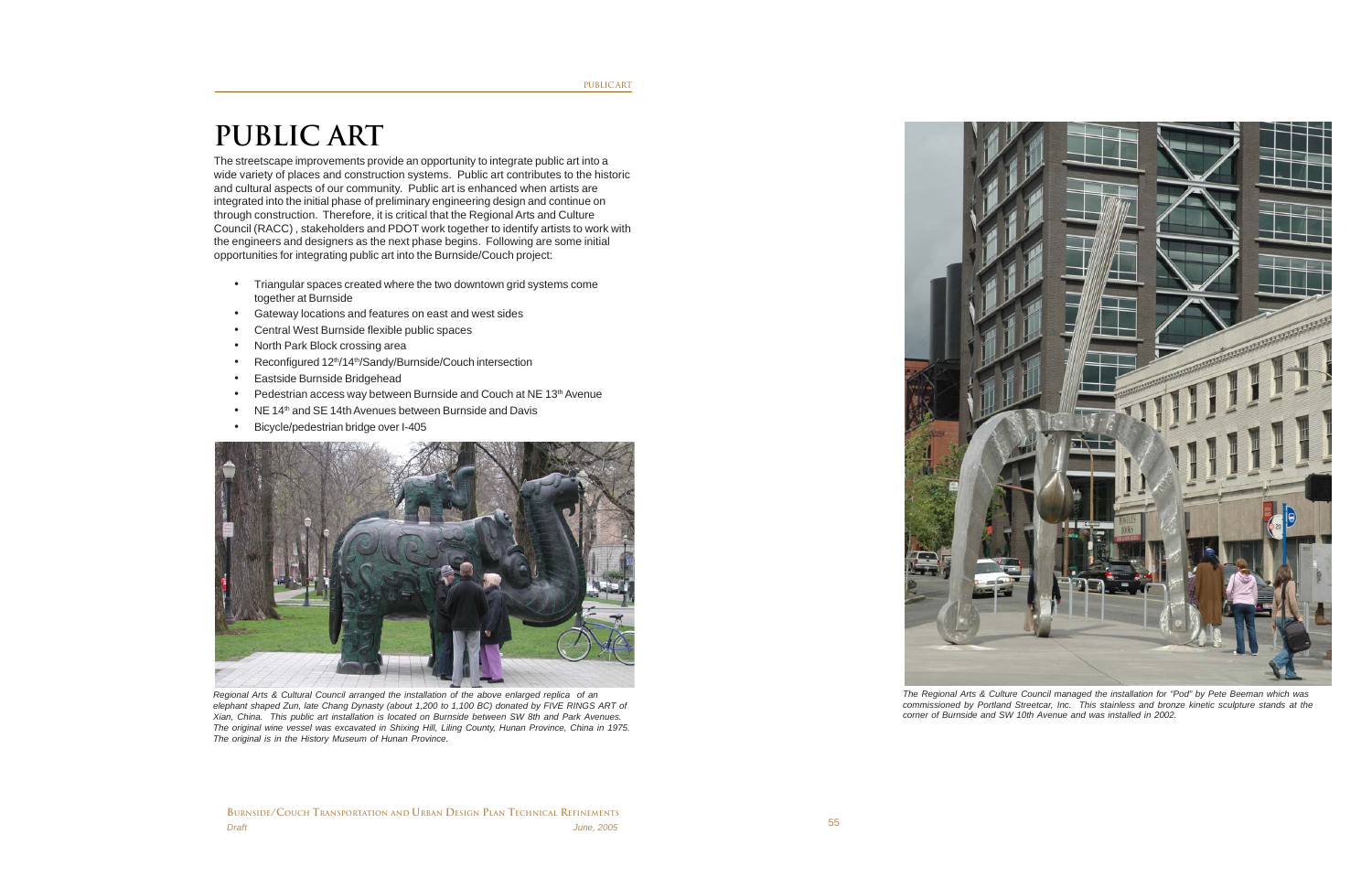# PUBLIC ART

The streetscape improvements provide an opportunity to integrate public art into a wide variety of places and construction systems. Public art contributes to the historic and cultural aspects of our community. Public art is enhanced when artists are integrated into the initial phase of preliminary engineering design and continue on through construction. Therefore, it is critical that the Regional Arts and Culture Council (RACC) , stakeholders and PDOT work together to identify artists to work with the engineers and designers as the next phase begins. Following are some initial opportunities for integrating public art into the Burnside/Couch project:

- Triangular spaces created where the two downtown grid systems come together at Burnside
- Gateway locations and features on east and west sides
- Central West Burnside flexible public spaces
- North Park Block crossing area
- Reconfigured 12th/14th/Sandy/Burnside/Couch intersection
- Eastside Burnside Bridgehead
- Pedestrian access way between Burnside and Couch at NE 13th Avenue
- NE 14th and SE 14th Avenues between Burnside and Davis
- Bicycle/pedestrian bridge over I-405

*Regional Arts & Cultural Council arranged the installation of the above enlarged replica of an elephant shaped Zun, late Chang Dynasty (about 1,200 to 1,100 BC) donated by FIVE RINGS ART of Xian, China. This public art installation is located on Burnside between SW 8th and Park Avenues. The original wine vessel was excavated in Shixing Hill, Liling County, Hunan Province, China in 1975. The original is in the History Museum of Hunan Province.*

*The Regional Arts & Culture Council managed the installation for "Pod" by Pete Beeman which was commissioned by Portland Streetcar, Inc. This stainless and bronze kinetic sculpture stands at the corner of Burnside and SW 10th Avenue and was installed in 2002.*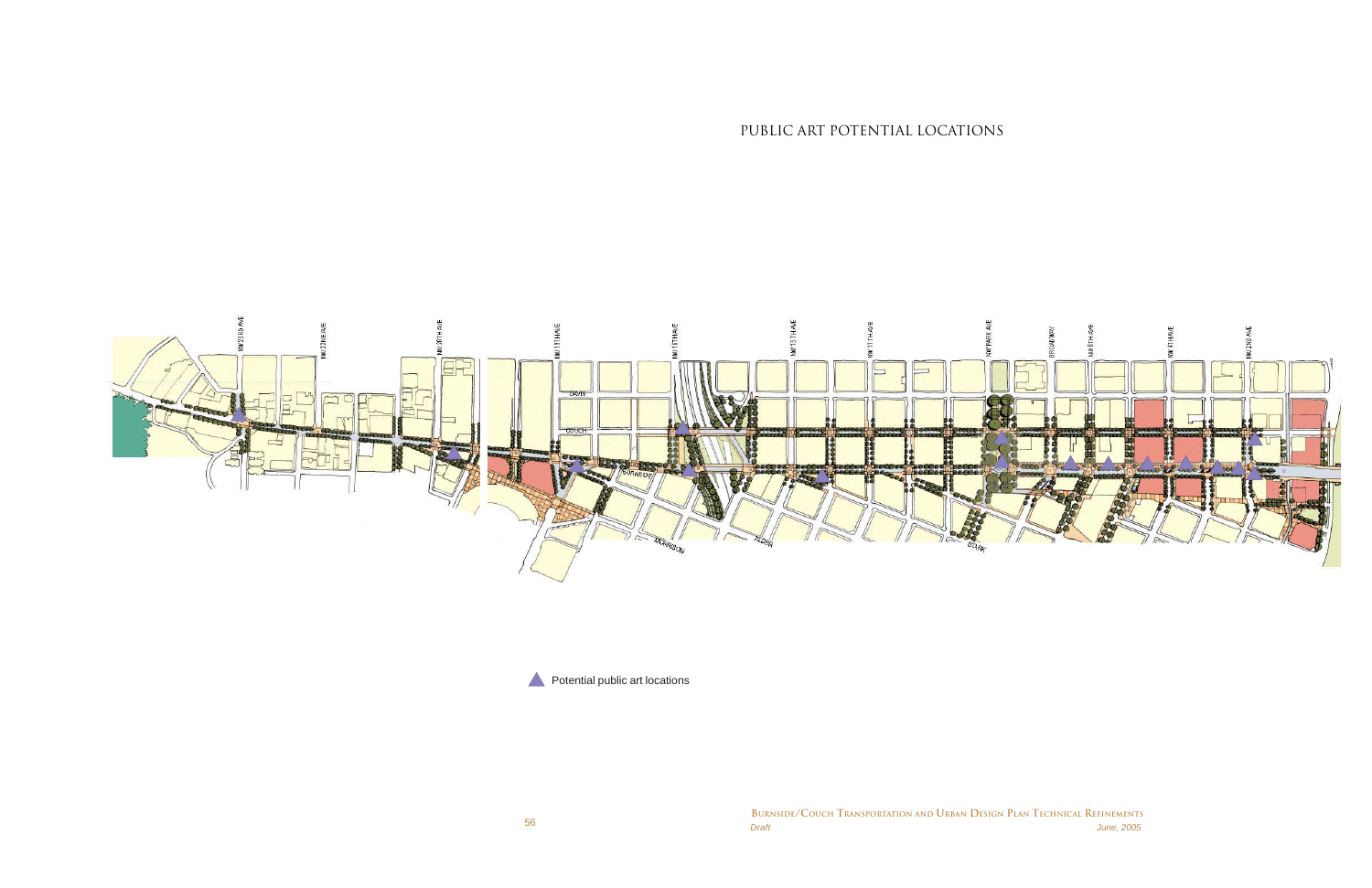# PUBLIC ART POTENTIAL LOCATIONS

Potential public art locations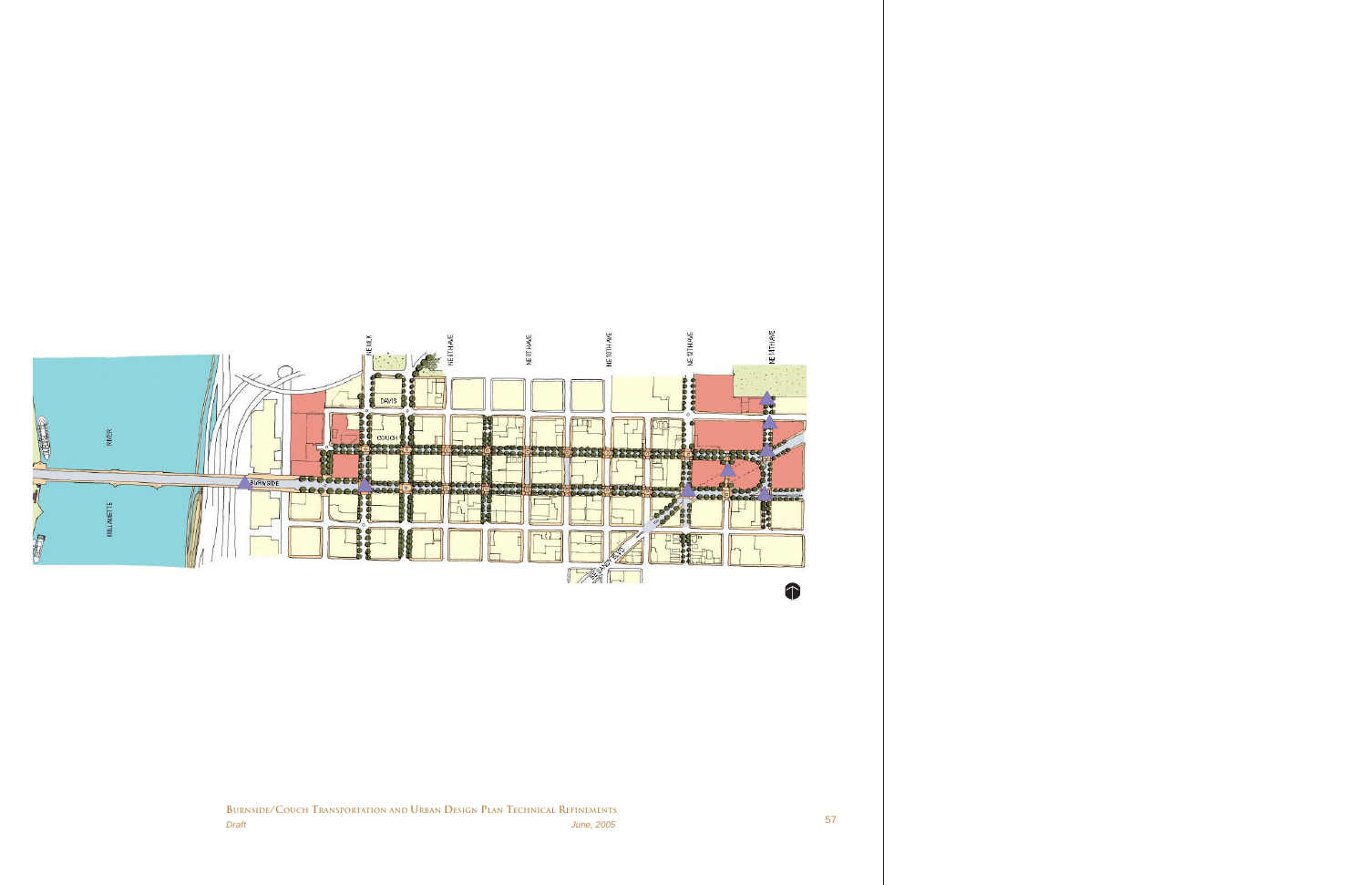NE MLK

NE 6TH AVE

NE 8TH AVE

NE 10TH AVE

NE 12TH AVE

NE 14TH AVE

DAVIS

COUCH

BURNSIDE

RIVER

WILLAMETTE

NE SANDY BLVD